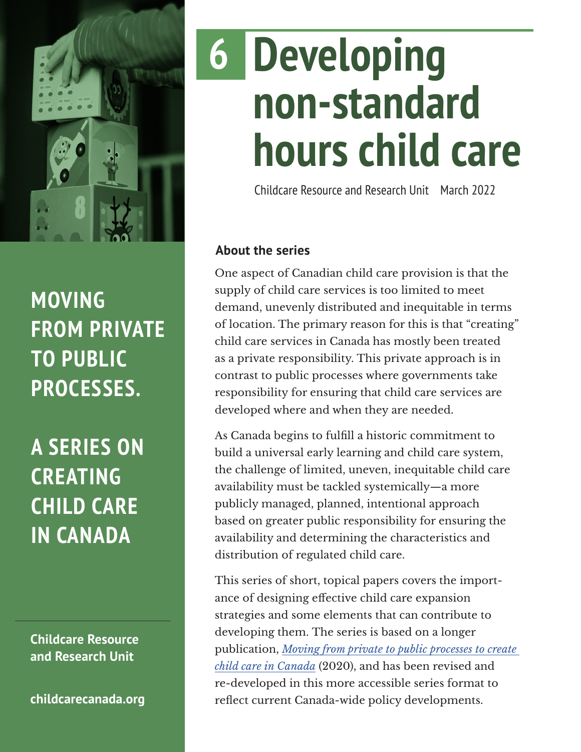# 6 Developing non-standard hours child care

Childcare Resource and Research Unit March 2022

**MOVING FROM PRIVATE TO PUBLIC PROCESSES.**

**A SERIES ON CREATING CHILD CARE IN CANADA**

**Childcare Resource and Research Unit**

**childcarecanada.org**

### About the series

One aspect of Canadian child care provision is that the supply of child care services is too limited to meet demand, unevenly distributed and inequitable in terms of location. The primary reason for this is that "creating" child care services in Canada has mostly been treated as a private responsibility. This private approach is in contrast to public processes where governments take responsibility for ensuring that child care services are developed where and when they are needed.

As Canada begins to fulfill a historic commitment to build a universal early learning and child care system, the challenge of limited, uneven, inequitable child care availability must be tackled systemically—a more publicly managed, planned, intentional approach based on greater public responsibility for ensuring the availability and determining the characteristics and distribution of regulated child care.

This series of short, topical papers covers the importance of designing effective child care expansion strategies and some elements that can contribute to developing them. The series is based on a longer publication, *Moving from private to public processes to create child care in Canada* (2020), and has been revised and re-developed in this more accessible series format to reflect current Canada-wide policy developments.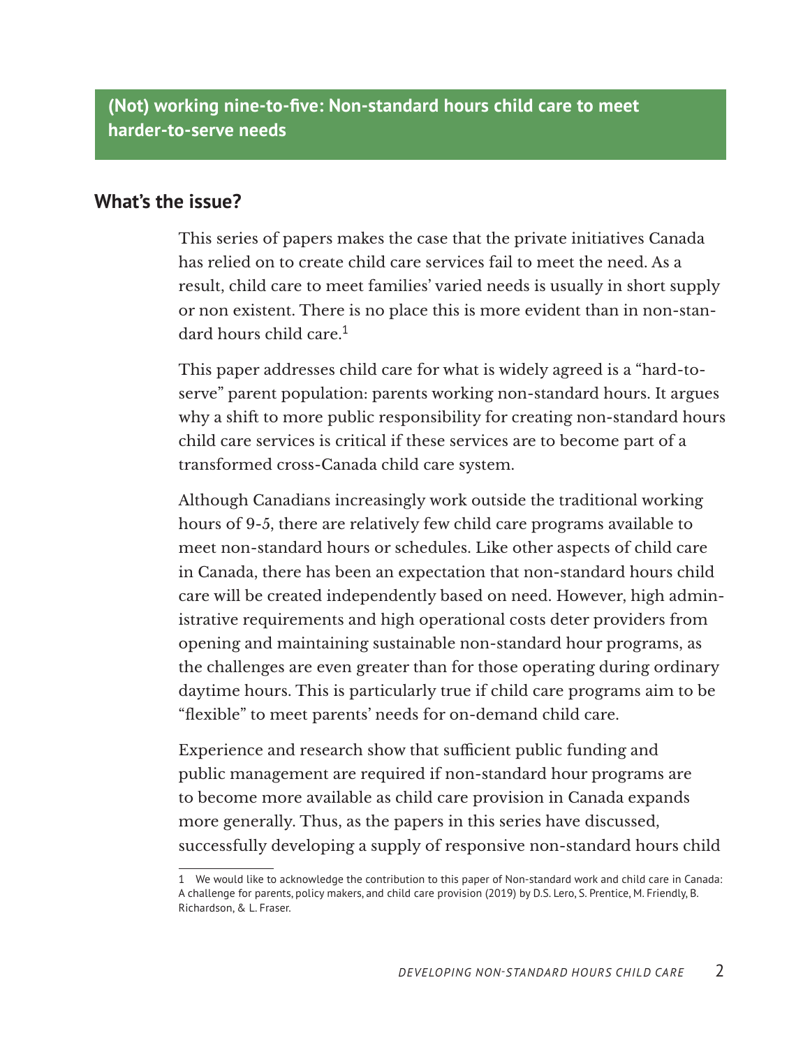## (Not) working nine-to-five: Non-standard hours child care to meet harder-to-serve needs

### What's the issue?

This series of papers makes the case that the private initiatives Canada has relied on to create child care services fail to meet the need. As a result, child care to meet families' varied needs is usually in short supply or non existent. There is no place this is more evident than in non-standard hours child care.[1]

This paper addresses child care for what is widely agreed is a "hard-to-serve" parent population: parents working non-standard hours. It argues why a shift to more public responsibility for creating non-standard hours child care services is critical if these services are to become part of a transformed cross-Canada child care system.

Although Canadians increasingly work outside the traditional working hours of 9-5, there are relatively few child care programs available to meet non-standard hours or schedules. Like other aspects of child care in Canada, there has been an expectation that non-standard hours child care will be created independently based on need. However, high administrative requirements and high operational costs deter providers from opening and maintaining sustainable non-standard hour programs, as the challenges are even greater than for those operating during ordinary daytime hours. This is particularly true if child care programs aim to be "flexible" to meet parents' needs for on-demand child care.

Experience and research show that sufficient public funding and public management are required if non-standard hour programs are to become more available as child care provision in Canada expands more generally. Thus, as the papers in this series have discussed, successfully developing a supply of responsive non-standard hours child

---

1 We would like to acknowledge the contribution to this paper of Non-standard work and child care in Canada: A challenge for parents, policy makers, and child care provision (2019) by D.S. Lero, S. Prentice, M. Friendly, B. Richardson, & L. Fraser.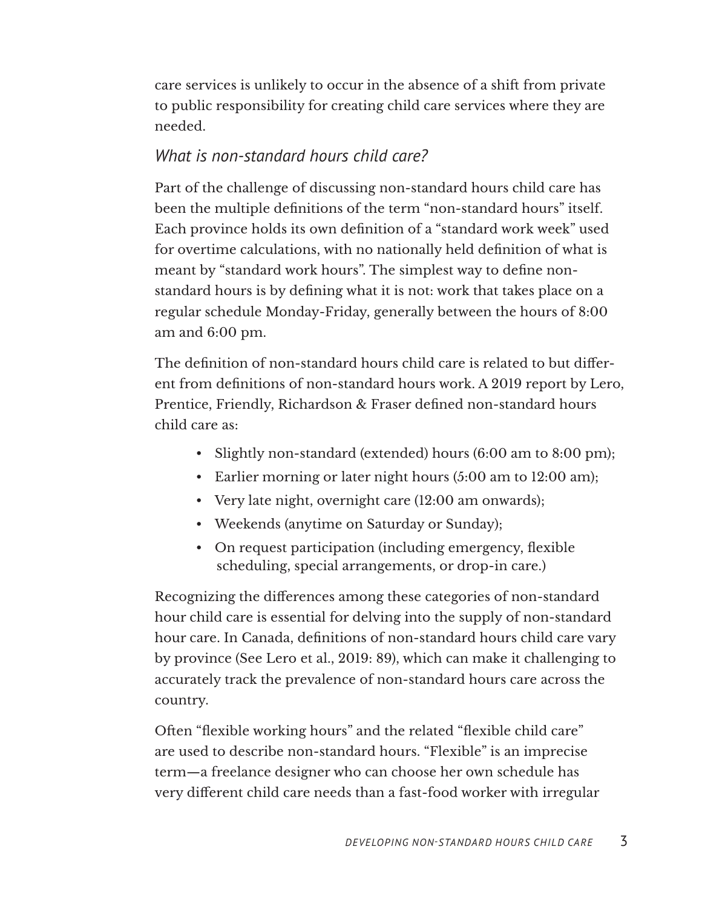care services is unlikely to occur in the absence of a shift from private to public responsibility for creating child care services where they are needed.

### *What is non-standard hours child care?*

Part of the challenge of discussing non-standard hours child care has been the multiple definitions of the term "non-standard hours" itself. Each province holds its own definition of a "standard work week" used for overtime calculations, with no nationally held definition of what is meant by "standard work hours". The simplest way to define non-standard hours is by defining what it is not: work that takes place on a regular schedule Monday-Friday, generally between the hours of 8:00 am and 6:00 pm.

The definition of non-standard hours child care is related to but different from definitions of non-standard hours work. A 2019 report by Lero, Prentice, Friendly, Richardson & Fraser defined non-standard hours child care as:

- Slightly non-standard (extended) hours (6:00 am to 8:00 pm);
- Earlier morning or later night hours (5:00 am to 12:00 am);
- Very late night, overnight care (12:00 am onwards);
- Weekends (anytime on Saturday or Sunday);
- On request participation (including emergency, flexible scheduling, special arrangements, or drop-in care.)

Recognizing the differences among these categories of non-standard hour child care is essential for delving into the supply of non-standard hour care. In Canada, definitions of non-standard hours child care vary by province (See Lero et al., 2019: 89), which can make it challenging to accurately track the prevalence of non-standard hours care across the country.

Often "flexible working hours" and the related "flexible child care" are used to describe non-standard hours. "Flexible" is an imprecise term—a freelance designer who can choose her own schedule has very different child care needs than a fast-food worker with irregular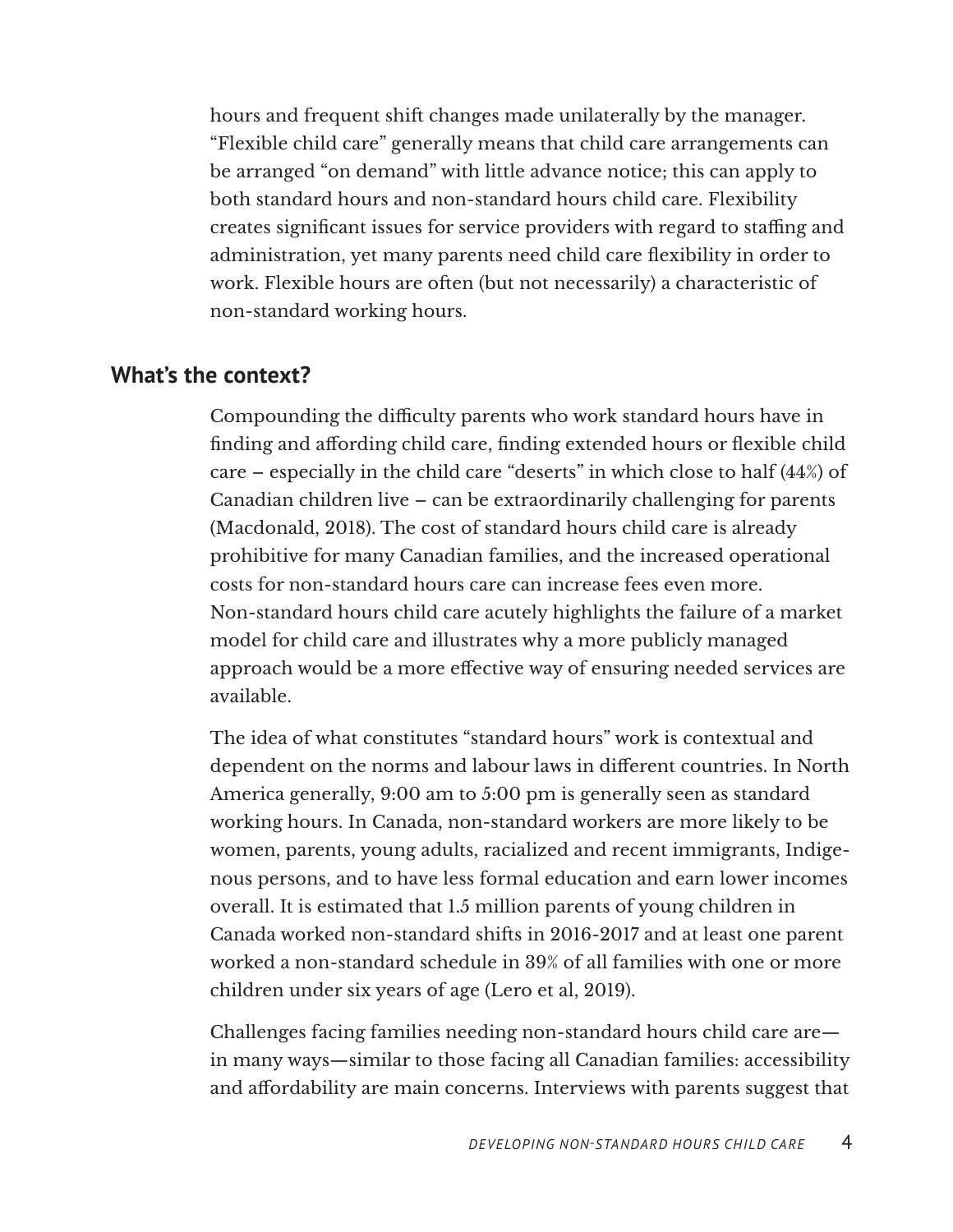hours and frequent shift changes made unilaterally by the manager. "Flexible child care" generally means that child care arrangements can be arranged "on demand" with little advance notice; this can apply to both standard hours and non-standard hours child care. Flexibility creates significant issues for service providers with regard to staffing and administration, yet many parents need child care flexibility in order to work. Flexible hours are often (but not necessarily) a characteristic of non-standard working hours.

## What's the context?

Compounding the difficulty parents who work standard hours have in finding and affording child care, finding extended hours or flexible child care – especially in the child care "deserts" in which close to half (44%) of Canadian children live – can be extraordinarily challenging for parents (Macdonald, 2018). The cost of standard hours child care is already prohibitive for many Canadian families, and the increased operational costs for non-standard hours care can increase fees even more. Non-standard hours child care acutely highlights the failure of a market model for child care and illustrates why a more publicly managed approach would be a more effective way of ensuring needed services are available.

The idea of what constitutes "standard hours" work is contextual and dependent on the norms and labour laws in different countries. In North America generally, 9:00 am to 5:00 pm is generally seen as standard working hours. In Canada, non-standard workers are more likely to be women, parents, young adults, racialized and recent immigrants, Indigenous persons, and to have less formal education and earn lower incomes overall. It is estimated that 1.5 million parents of young children in Canada worked non-standard shifts in 2016-2017 and at least one parent worked a non-standard schedule in 39% of all families with one or more children under six years of age (Lero et al, 2019).

Challenges facing families needing non-standard hours child care are—in many ways—similar to those facing all Canadian families: accessibility and affordability are main concerns. Interviews with parents suggest that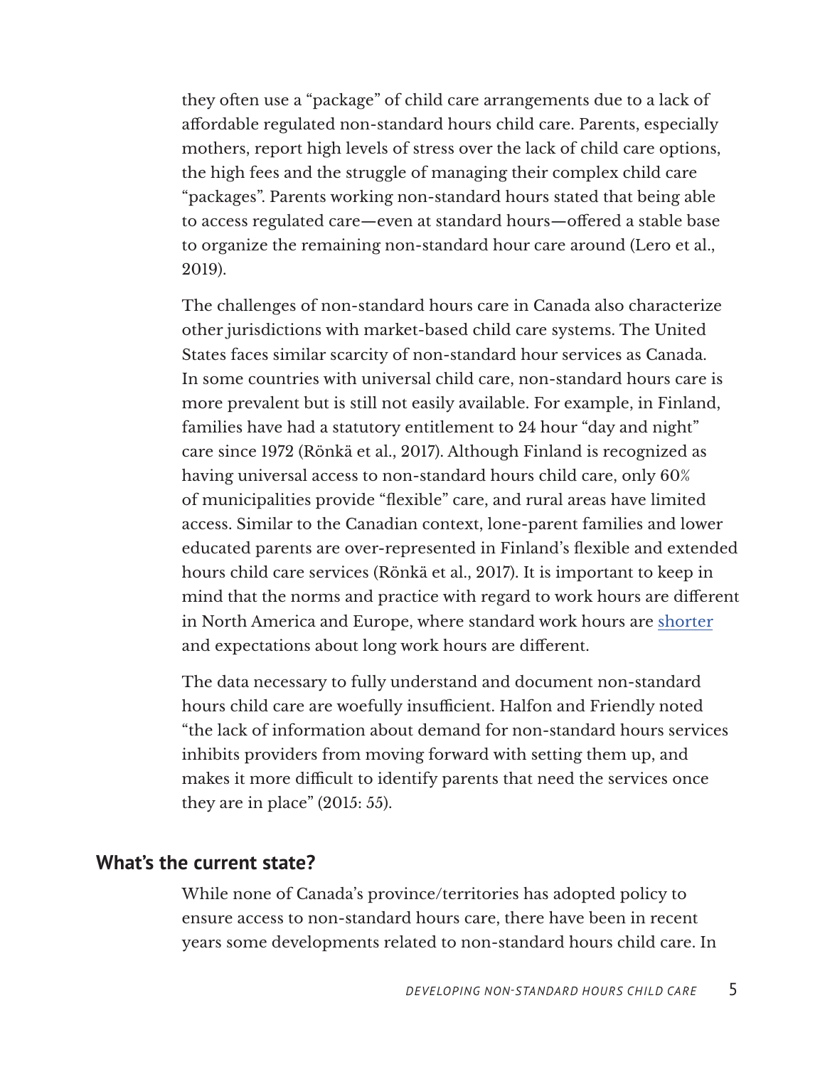they often use a "package" of child care arrangements due to a lack of affordable regulated non-standard hours child care. Parents, especially mothers, report high levels of stress over the lack of child care options, the high fees and the struggle of managing their complex child care "packages". Parents working non-standard hours stated that being able to access regulated care—even at standard hours—offered a stable base to organize the remaining non-standard hour care around (Lero et al., 2019).

The challenges of non-standard hours care in Canada also characterize other jurisdictions with market-based child care systems. The United States faces similar scarcity of non-standard hour services as Canada. In some countries with universal child care, non-standard hours care is more prevalent but is still not easily available. For example, in Finland, families have had a statutory entitlement to 24 hour "day and night" care since 1972 (Rönkä et al., 2017). Although Finland is recognized as having universal access to non-standard hours child care, only 60% of municipalities provide "flexible" care, and rural areas have limited access. Similar to the Canadian context, lone-parent families and lower educated parents are over-represented in Finland's flexible and extended hours child care services (Rönkä et al., 2017). It is important to keep in mind that the norms and practice with regard to work hours are different in North America and Europe, where standard work hours are shorter and expectations about long work hours are different.

The data necessary to fully understand and document non-standard hours child care are woefully insufficient. Halfon and Friendly noted "the lack of information about demand for non-standard hours services inhibits providers from moving forward with setting them up, and makes it more difficult to identify parents that need the services once they are in place" (2015: 55).

## What's the current state?

While none of Canada's province/territories has adopted policy to ensure access to non-standard hours care, there have been in recent years some developments related to non-standard hours child care. In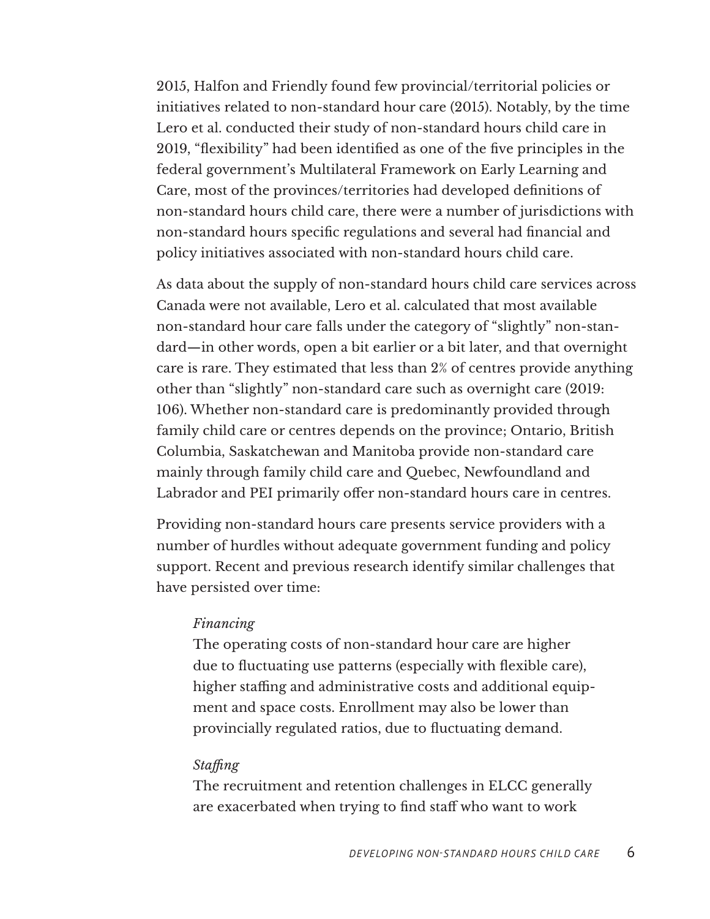2015, Halfon and Friendly found few provincial/territorial policies or initiatives related to non-standard hour care (2015). Notably, by the time Lero et al. conducted their study of non-standard hours child care in 2019, "flexibility" had been identified as one of the five principles in the federal government's Multilateral Framework on Early Learning and Care, most of the provinces/territories had developed definitions of non-standard hours child care, there were a number of jurisdictions with non-standard hours specific regulations and several had financial and policy initiatives associated with non-standard hours child care.

As data about the supply of non-standard hours child care services across Canada were not available, Lero et al. calculated that most available non-standard hour care falls under the category of "slightly" non-standard—in other words, open a bit earlier or a bit later, and that overnight care is rare. They estimated that less than 2% of centres provide anything other than "slightly" non-standard care such as overnight care (2019: 106). Whether non-standard care is predominantly provided through family child care or centres depends on the province; Ontario, British Columbia, Saskatchewan and Manitoba provide non-standard care mainly through family child care and Quebec, Newfoundland and Labrador and PEI primarily offer non-standard hours care in centres.

Providing non-standard hours care presents service providers with a number of hurdles without adequate government funding and policy support. Recent and previous research identify similar challenges that have persisted over time:

> *Financing*
> The operating costs of non-standard hour care are higher due to fluctuating use patterns (especially with flexible care), higher staffing and administrative costs and additional equipment and space costs. Enrollment may also be lower than provincially regulated ratios, due to fluctuating demand.
>
> *Staffing*
> The recruitment and retention challenges in ELCC generally are exacerbated when trying to find staff who want to work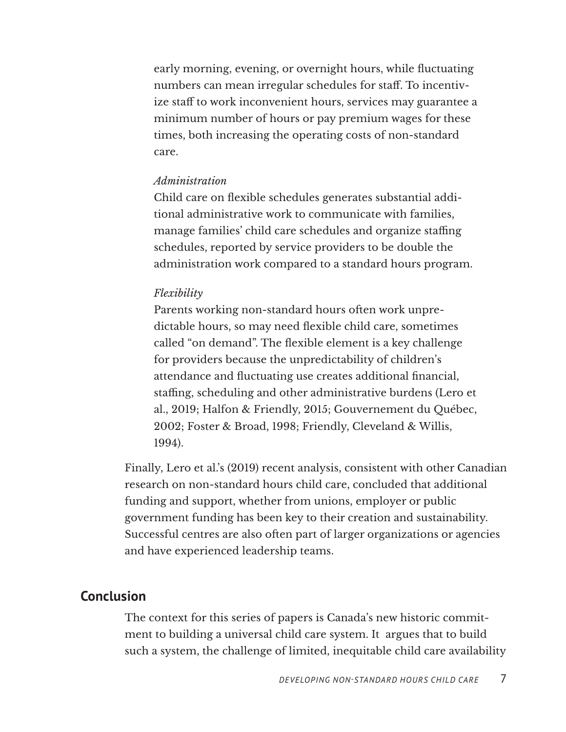early morning, evening, or overnight hours, while fluctuating numbers can mean irregular schedules for staff. To incentivize staff to work inconvenient hours, services may guarantee a minimum number of hours or pay premium wages for these times, both increasing the operating costs of non-standard care.

*Administration*

Child care on flexible schedules generates substantial additional administrative work to communicate with families, manage families' child care schedules and organize staffing schedules, reported by service providers to be double the administration work compared to a standard hours program.

*Flexibility*

Parents working non-standard hours often work unpredictable hours, so may need flexible child care, sometimes called "on demand". The flexible element is a key challenge for providers because the unpredictability of children's attendance and fluctuating use creates additional financial, staffing, scheduling and other administrative burdens (Lero et al., 2019; Halfon & Friendly, 2015; Gouvernement du Québec, 2002; Foster & Broad, 1998; Friendly, Cleveland & Willis, 1994).

Finally, Lero et al.'s (2019) recent analysis, consistent with other Canadian research on non-standard hours child care, concluded that additional funding and support, whether from unions, employer or public government funding has been key to their creation and sustainability. Successful centres are also often part of larger organizations or agencies and have experienced leadership teams.

## Conclusion

The context for this series of papers is Canada's new historic commitment to building a universal child care system. It argues that to build such a system, the challenge of limited, inequitable child care availability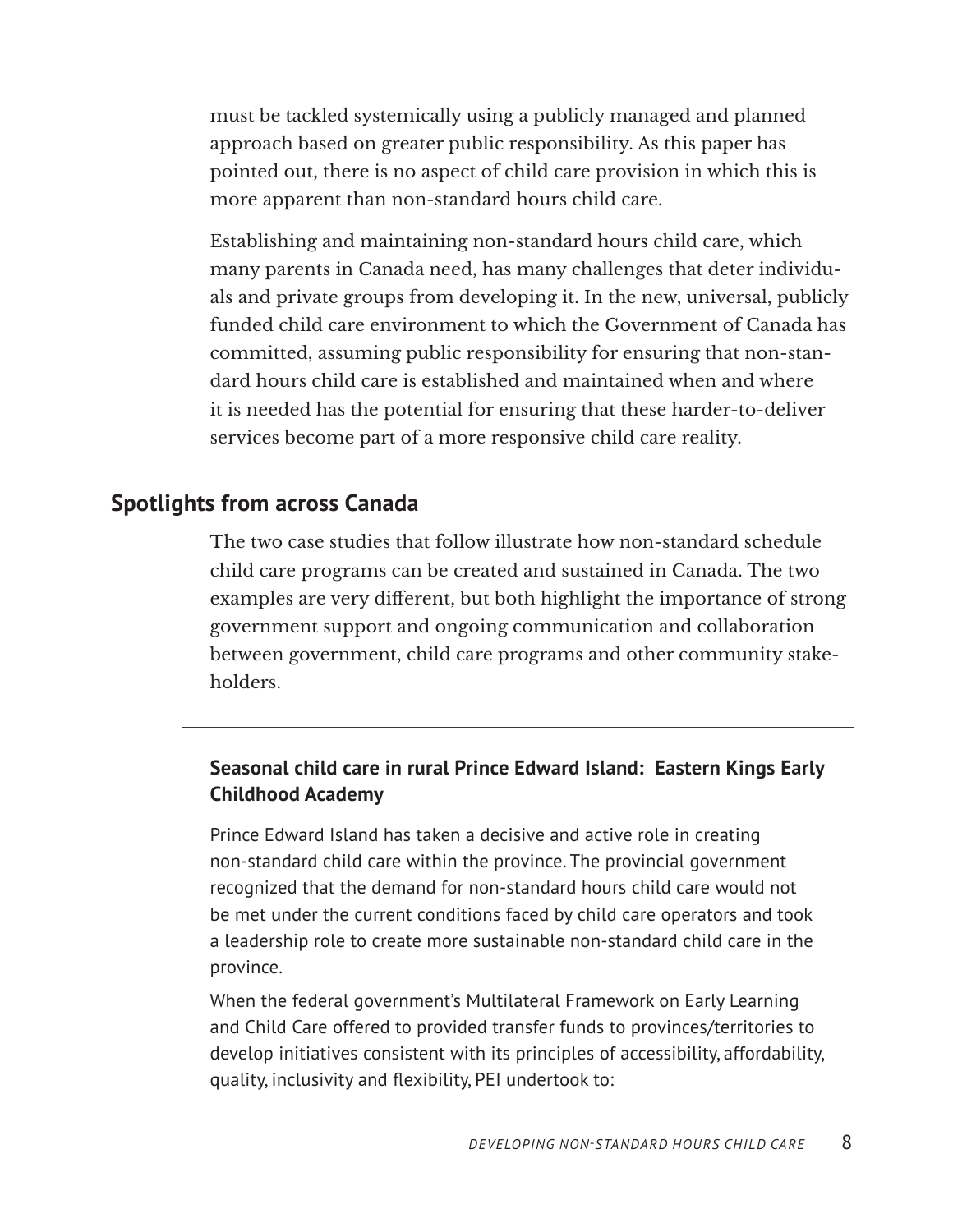must be tackled systemically using a publicly managed and planned approach based on greater public responsibility. As this paper has pointed out, there is no aspect of child care provision in which this is more apparent than non-standard hours child care.

Establishing and maintaining non-standard hours child care, which many parents in Canada need, has many challenges that deter individuals and private groups from developing it. In the new, universal, publicly funded child care environment to which the Government of Canada has committed, assuming public responsibility for ensuring that non-standard hours child care is established and maintained when and where it is needed has the potential for ensuring that these harder-to-deliver services become part of a more responsive child care reality.

## Spotlights from across Canada

The two case studies that follow illustrate how non-standard schedule child care programs can be created and sustained in Canada. The two examples are very different, but both highlight the importance of strong government support and ongoing communication and collaboration between government, child care programs and other community stakeholders.

---

### Seasonal child care in rural Prince Edward Island: Eastern Kings Early Childhood Academy

Prince Edward Island has taken a decisive and active role in creating non-standard child care within the province. The provincial government recognized that the demand for non-standard hours child care would not be met under the current conditions faced by child care operators and took a leadership role to create more sustainable non-standard child care in the province.

When the federal government's Multilateral Framework on Early Learning and Child Care offered to provided transfer funds to provinces/territories to develop initiatives consistent with its principles of accessibility, affordability, quality, inclusivity and flexibility, PEI undertook to: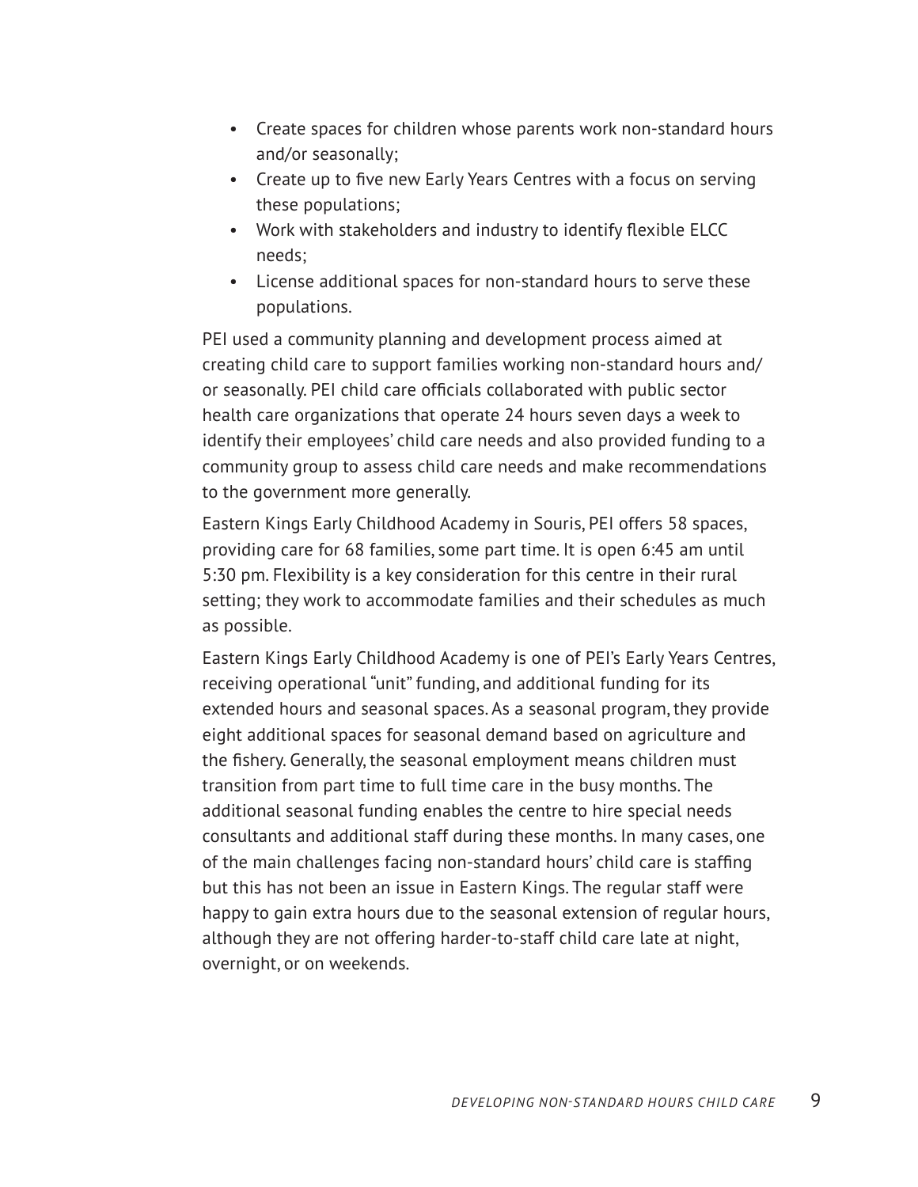- Create spaces for children whose parents work non-standard hours and/or seasonally;
- Create up to five new Early Years Centres with a focus on serving these populations;
- Work with stakeholders and industry to identify flexible ELCC needs;
- License additional spaces for non-standard hours to serve these populations.

PEI used a community planning and development process aimed at creating child care to support families working non-standard hours and/or seasonally. PEI child care officials collaborated with public sector health care organizations that operate 24 hours seven days a week to identify their employees' child care needs and also provided funding to a community group to assess child care needs and make recommendations to the government more generally.

Eastern Kings Early Childhood Academy in Souris, PEI offers 58 spaces, providing care for 68 families, some part time. It is open 6:45 am until 5:30 pm. Flexibility is a key consideration for this centre in their rural setting; they work to accommodate families and their schedules as much as possible.

Eastern Kings Early Childhood Academy is one of PEI's Early Years Centres, receiving operational "unit" funding, and additional funding for its extended hours and seasonal spaces. As a seasonal program, they provide eight additional spaces for seasonal demand based on agriculture and the fishery. Generally, the seasonal employment means children must transition from part time to full time care in the busy months. The additional seasonal funding enables the centre to hire special needs consultants and additional staff during these months. In many cases, one of the main challenges facing non-standard hours' child care is staffing but this has not been an issue in Eastern Kings. The regular staff were happy to gain extra hours due to the seasonal extension of regular hours, although they are not offering harder-to-staff child care late at night, overnight, or on weekends.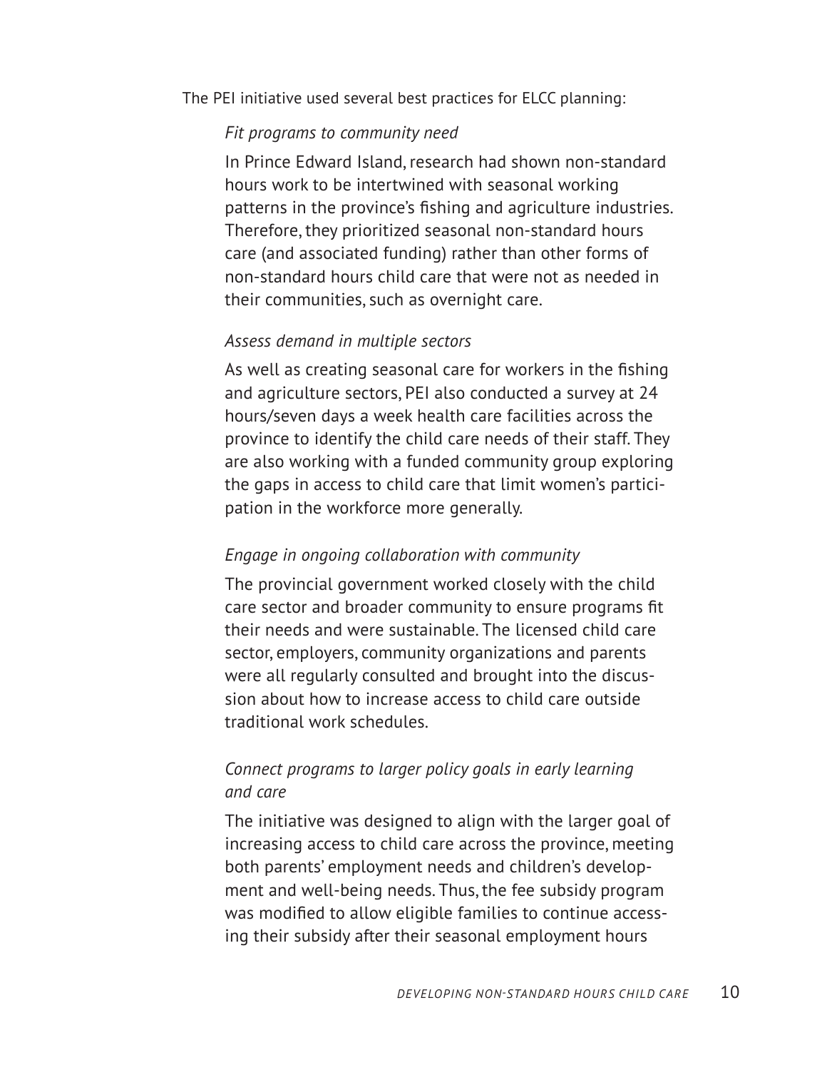The PEI initiative used several best practices for ELCC planning:

*Fit programs to community need*

In Prince Edward Island, research had shown non-standard hours work to be intertwined with seasonal working patterns in the province's fishing and agriculture industries. Therefore, they prioritized seasonal non-standard hours care (and associated funding) rather than other forms of non-standard hours child care that were not as needed in their communities, such as overnight care.

*Assess demand in multiple sectors*

As well as creating seasonal care for workers in the fishing and agriculture sectors, PEI also conducted a survey at 24 hours/seven days a week health care facilities across the province to identify the child care needs of their staff. They are also working with a funded community group exploring the gaps in access to child care that limit women's participation in the workforce more generally.

*Engage in ongoing collaboration with community*

The provincial government worked closely with the child care sector and broader community to ensure programs fit their needs and were sustainable. The licensed child care sector, employers, community organizations and parents were all regularly consulted and brought into the discussion about how to increase access to child care outside traditional work schedules.

*Connect programs to larger policy goals in early learning and care*

The initiative was designed to align with the larger goal of increasing access to child care across the province, meeting both parents' employment needs and children's development and well-being needs. Thus, the fee subsidy program was modified to allow eligible families to continue accessing their subsidy after their seasonal employment hours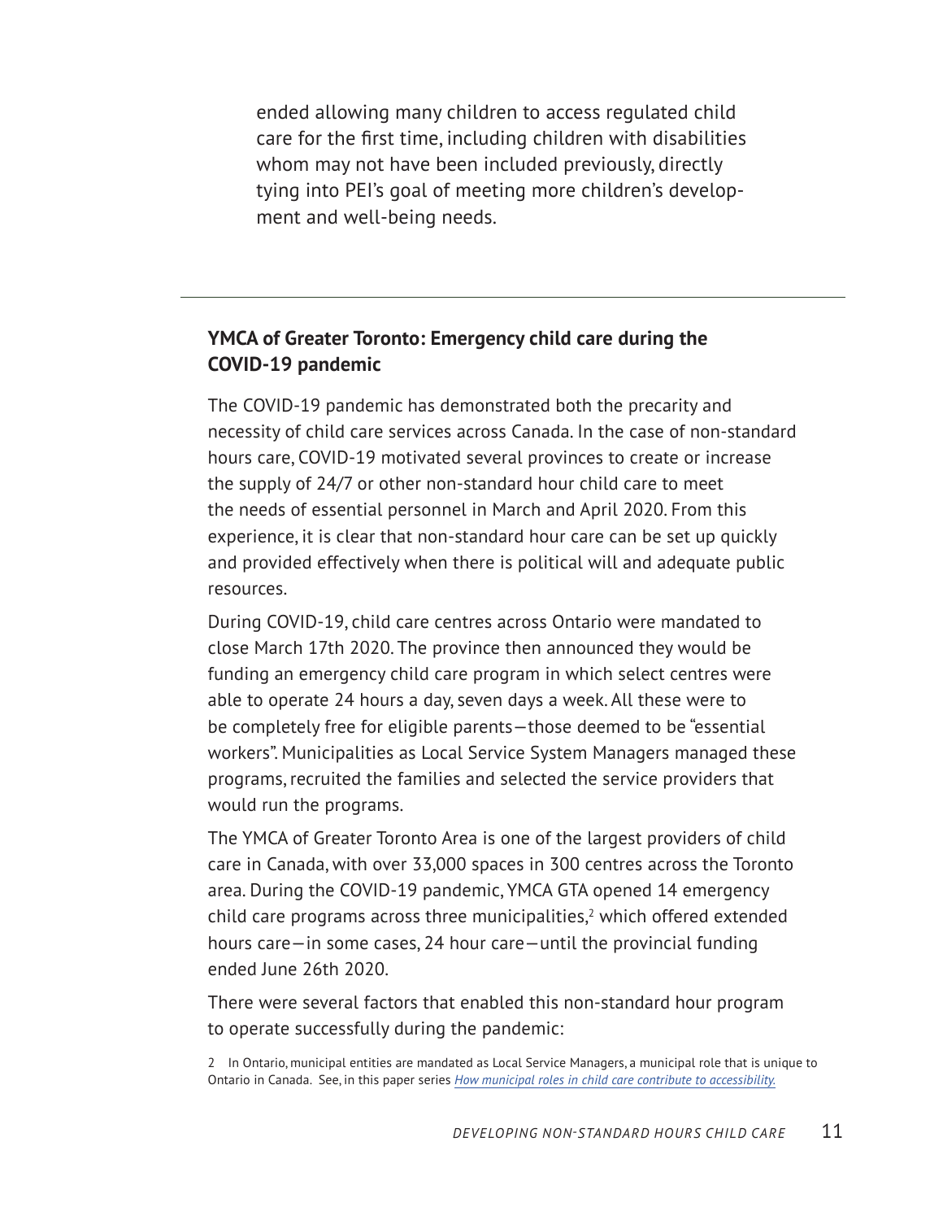ended allowing many children to access regulated child care for the first time, including children with disabilities whom may not have been included previously, directly tying into PEI's goal of meeting more children's development and well-being needs.

---

### YMCA of Greater Toronto: Emergency child care during the COVID-19 pandemic

The COVID-19 pandemic has demonstrated both the precarity and necessity of child care services across Canada. In the case of non-standard hours care, COVID-19 motivated several provinces to create or increase the supply of 24/7 or other non-standard hour child care to meet the needs of essential personnel in March and April 2020. From this experience, it is clear that non-standard hour care can be set up quickly and provided effectively when there is political will and adequate public resources.

During COVID-19, child care centres across Ontario were mandated to close March 17th 2020. The province then announced they would be funding an emergency child care program in which select centres were able to operate 24 hours a day, seven days a week. All these were to be completely free for eligible parents—those deemed to be "essential workers". Municipalities as Local Service System Managers managed these programs, recruited the families and selected the service providers that would run the programs.

The YMCA of Greater Toronto Area is one of the largest providers of child care in Canada, with over 33,000 spaces in 300 centres across the Toronto area. During the COVID-19 pandemic, YMCA GTA opened 14 emergency child care programs across three municipalities,[2] which offered extended hours care—in some cases, 24 hour care—until the provincial funding ended June 26th 2020.

There were several factors that enabled this non-standard hour program to operate successfully during the pandemic:

2 In Ontario, municipal entities are mandated as Local Service Managers, a municipal role that is unique to Ontario in Canada. See, in this paper series *How municipal roles in child care contribute to accessibility.*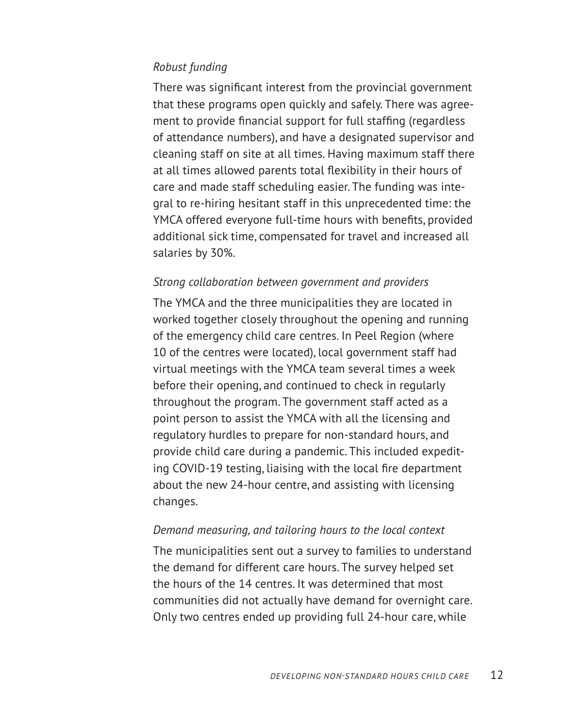*Robust funding*

There was significant interest from the provincial government that these programs open quickly and safely. There was agreement to provide financial support for full staffing (regardless of attendance numbers), and have a designated supervisor and cleaning staff on site at all times. Having maximum staff there at all times allowed parents total flexibility in their hours of care and made staff scheduling easier. The funding was integral to re-hiring hesitant staff in this unprecedented time: the YMCA offered everyone full-time hours with benefits, provided additional sick time, compensated for travel and increased all salaries by 30%.

*Strong collaboration between government and providers*

The YMCA and the three municipalities they are located in worked together closely throughout the opening and running of the emergency child care centres. In Peel Region (where 10 of the centres were located), local government staff had virtual meetings with the YMCA team several times a week before their opening, and continued to check in regularly throughout the program. The government staff acted as a point person to assist the YMCA with all the licensing and regulatory hurdles to prepare for non-standard hours, and provide child care during a pandemic. This included expediting COVID-19 testing, liaising with the local fire department about the new 24-hour centre, and assisting with licensing changes.

*Demand measuring, and tailoring hours to the local context*

The municipalities sent out a survey to families to understand the demand for different care hours. The survey helped set the hours of the 14 centres. It was determined that most communities did not actually have demand for overnight care. Only two centres ended up providing full 24-hour care, while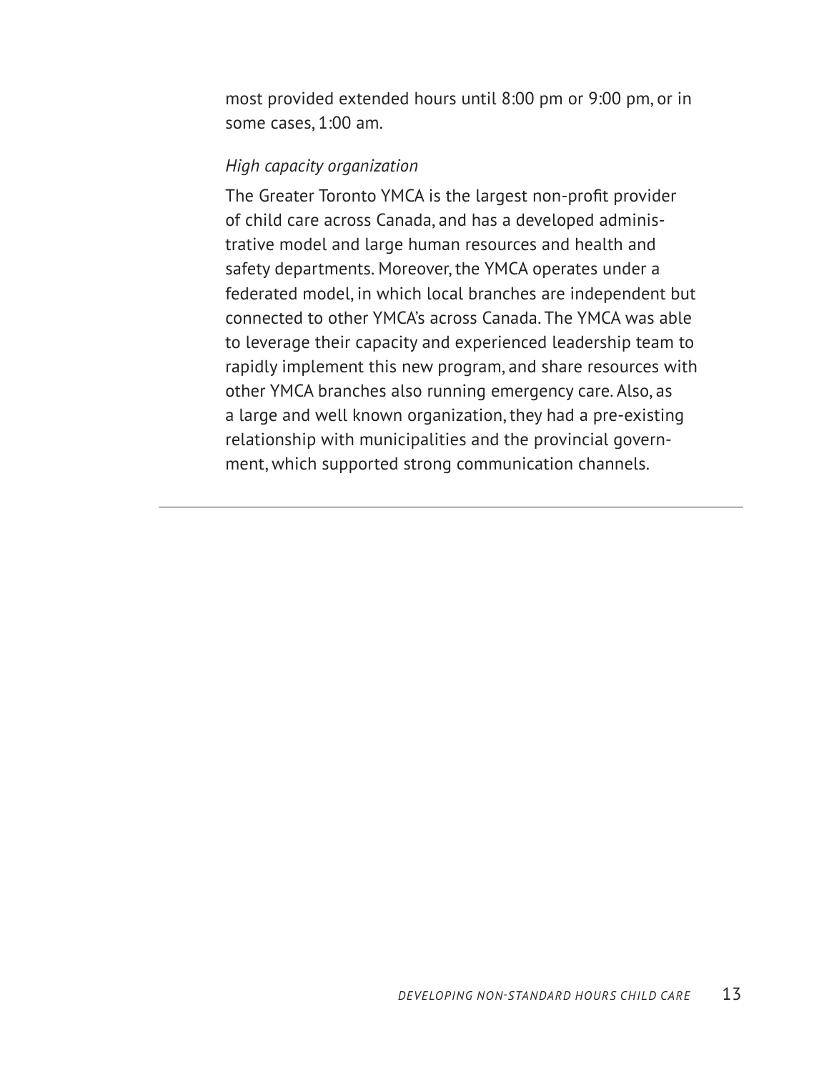most provided extended hours until 8:00 pm or 9:00 pm, or in some cases, 1:00 am.

*High capacity organization*

The Greater Toronto YMCA is the largest non-profit provider of child care across Canada, and has a developed administrative model and large human resources and health and safety departments. Moreover, the YMCA operates under a federated model, in which local branches are independent but connected to other YMCA's across Canada. The YMCA was able to leverage their capacity and experienced leadership team to rapidly implement this new program, and share resources with other YMCA branches also running emergency care. Also, as a large and well known organization, they had a pre-existing relationship with municipalities and the provincial government, which supported strong communication channels.

---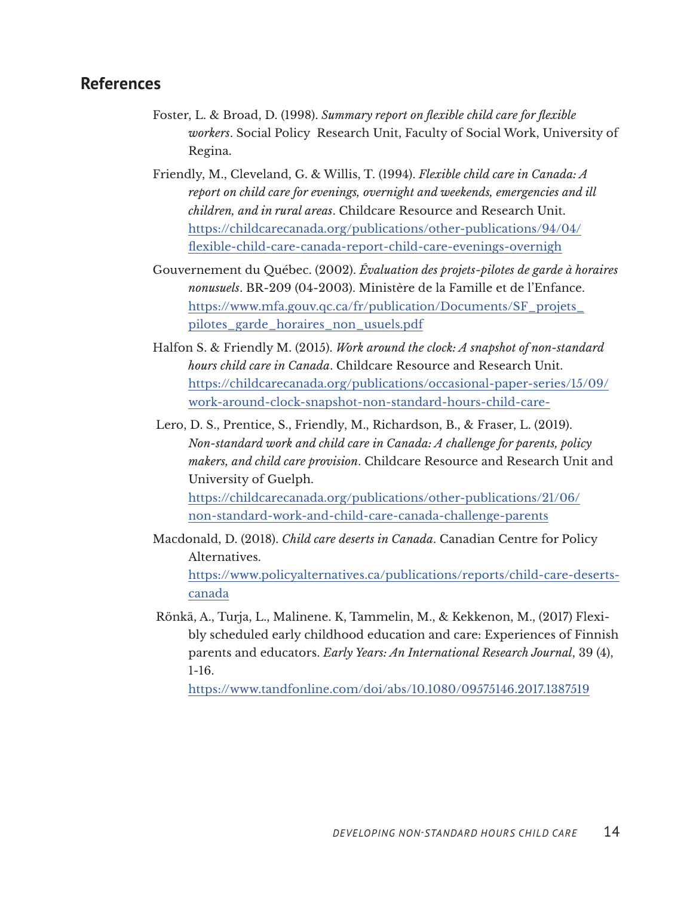## References

Foster, L. & Broad, D. (1998). *Summary report on flexible child care for flexible workers*. Social Policy Research Unit, Faculty of Social Work, University of Regina.

Friendly, M., Cleveland, G. & Willis, T. (1994). *Flexible child care in Canada: A report on child care for evenings, overnight and weekends, emergencies and ill children, and in rural areas*. Childcare Resource and Research Unit. [https://childcarecanada.org/publications/other-publications/94/04/flexible-child-care-canada-report-child-care-evenings-overnigh](https://childcarecanada.org/publications/other-publications/94/04/flexible-child-care-canada-report-child-care-evenings-overnigh)

Gouvernement du Québec. (2002). *Évaluation des projets-pilotes de garde à horaires nonusuels*. BR-209 (04-2003). Ministère de la Famille et de l'Enfance. [https://www.mfa.gouv.qc.ca/fr/publication/Documents/SF_projets_pilotes_garde_horaires_non_usuels.pdf](https://www.mfa.gouv.qc.ca/fr/publication/Documents/SF_projets_pilotes_garde_horaires_non_usuels.pdf)

Halfon S. & Friendly M. (2015). *Work around the clock: A snapshot of non-standard hours child care in Canada*. Childcare Resource and Research Unit. [https://childcarecanada.org/publications/occasional-paper-series/15/09/work-around-clock-snapshot-non-standard-hours-child-care-](https://childcarecanada.org/publications/occasional-paper-series/15/09/work-around-clock-snapshot-non-standard-hours-child-care-)

Lero, D. S., Prentice, S., Friendly, M., Richardson, B., & Fraser, L. (2019). *Non-standard work and child care in Canada: A challenge for parents, policy makers, and child care provision*. Childcare Resource and Research Unit and University of Guelph. [https://childcarecanada.org/publications/other-publications/21/06/non-standard-work-and-child-care-canada-challenge-parents](https://childcarecanada.org/publications/other-publications/21/06/non-standard-work-and-child-care-canada-challenge-parents)

Macdonald, D. (2018). *Child care deserts in Canada*. Canadian Centre for Policy Alternatives. [https://www.policyalternatives.ca/publications/reports/child-care-deserts-canada](https://www.policyalternatives.ca/publications/reports/child-care-deserts-canada)

Rönkä, A., Turja, L., Malinene. K, Tammelin, M., & Kekkenon, M., (2017) Flexibly scheduled early childhood education and care: Experiences of Finnish parents and educators. *Early Years: An International Research Journal*, 39 (4), 1-16. [https://www.tandfonline.com/doi/abs/10.1080/09575146.2017.1387519](https://www.tandfonline.com/doi/abs/10.1080/09575146.2017.1387519)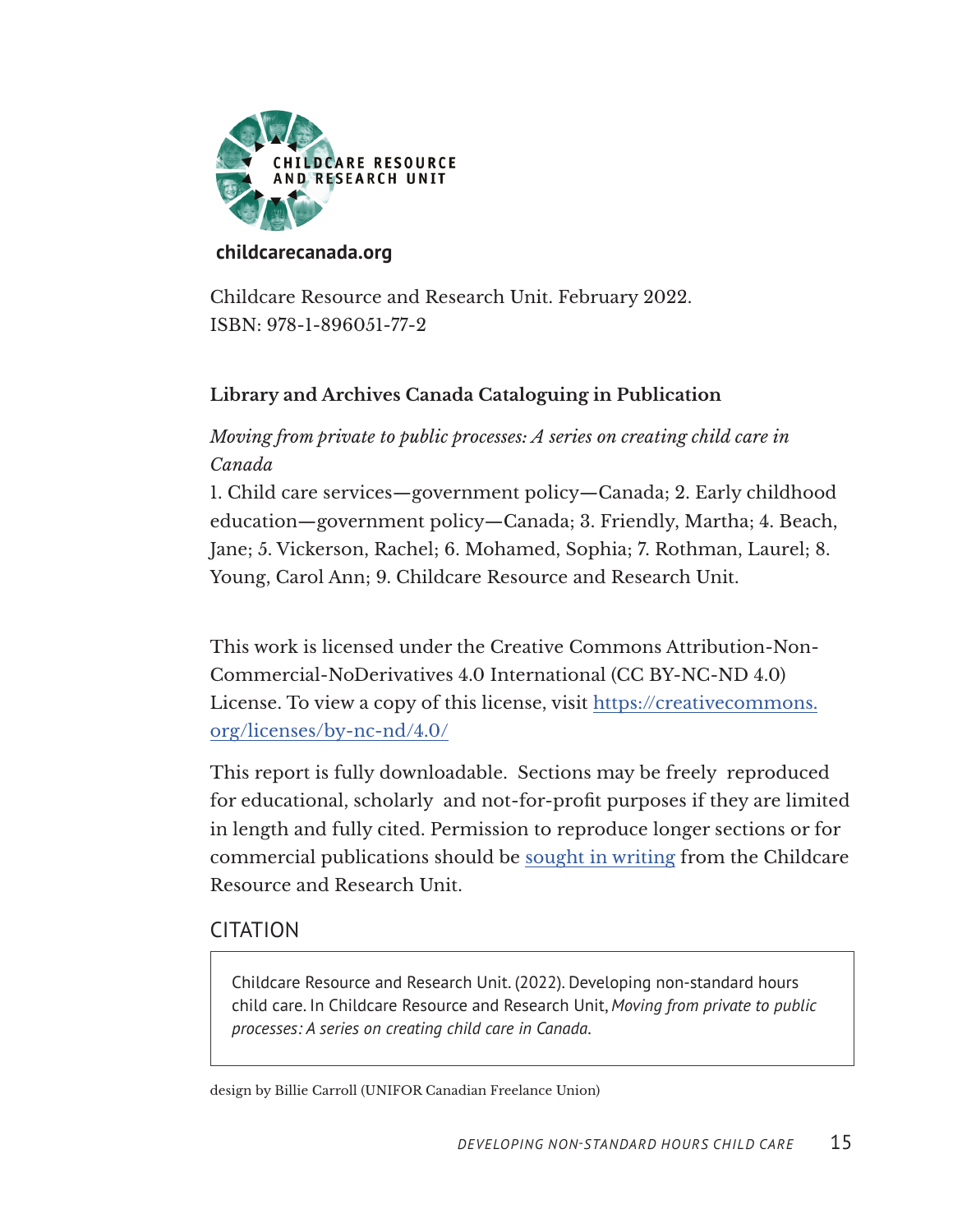CHILDCARE RESOURCE AND RESEARCH UNIT

**childcarecanada.org**

Childcare Resource and Research Unit. February 2022.
ISBN: 978-1-896051-77-2

**Library and Archives Canada Cataloguing in Publication**

*Moving from private to public processes: A series on creating child care in Canada*

1. Child care services—government policy—Canada; 2. Early childhood education—government policy—Canada; 3. Friendly, Martha; 4. Beach, Jane; 5. Vickerson, Rachel; 6. Mohamed, Sophia; 7. Rothman, Laurel; 8. Young, Carol Ann; 9. Childcare Resource and Research Unit.

This work is licensed under the Creative Commons Attribution-Non-Commercial-NoDerivatives 4.0 International (CC BY-NC-ND 4.0) License. To view a copy of this license, visit [https://creativecommons.org/licenses/by-nc-nd/4.0/](https://creativecommons.org/licenses/by-nc-nd/4.0/)

This report is fully downloadable. Sections may be freely reproduced for educational, scholarly and not-for-profit purposes if they are limited in length and fully cited. Permission to reproduce longer sections or for commercial publications should be sought in writing from the Childcare Resource and Research Unit.

## CITATION

> Childcare Resource and Research Unit. (2022). Developing non-standard hours child care. In Childcare Resource and Research Unit, *Moving from private to public processes: A series on creating child care in Canada.*

design by Billie Carroll (UNIFOR Canadian Freelance Union)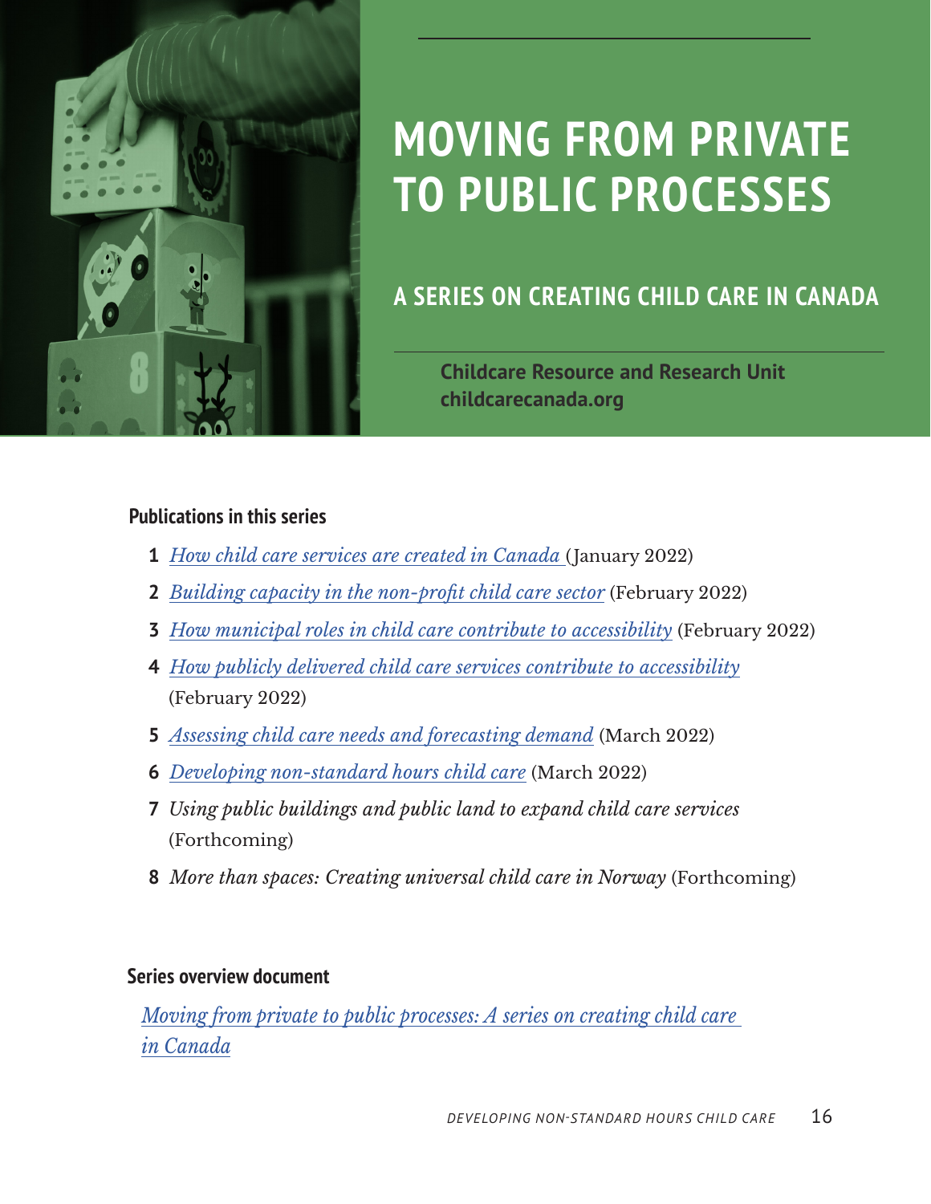# MOVING FROM PRIVATE TO PUBLIC PROCESSES

## A SERIES ON CREATING CHILD CARE IN CANADA

**Childcare Resource and Research Unit**
**childcarecanada.org**

### Publications in this series

1. *How child care services are created in Canada* (January 2022)
2. *Building capacity in the non-profit child care sector* (February 2022)
3. *How municipal roles in child care contribute to accessibility* (February 2022)
4. *How publicly delivered child care services contribute to accessibility* (February 2022)
5. *Assessing child care needs and forecasting demand* (March 2022)
6. *Developing non-standard hours child care* (March 2022)
7. *Using public buildings and public land to expand child care services* (Forthcoming)
8. *More than spaces: Creating universal child care in Norway* (Forthcoming)

### Series overview document

*Moving from private to public processes: A series on creating child care in Canada*